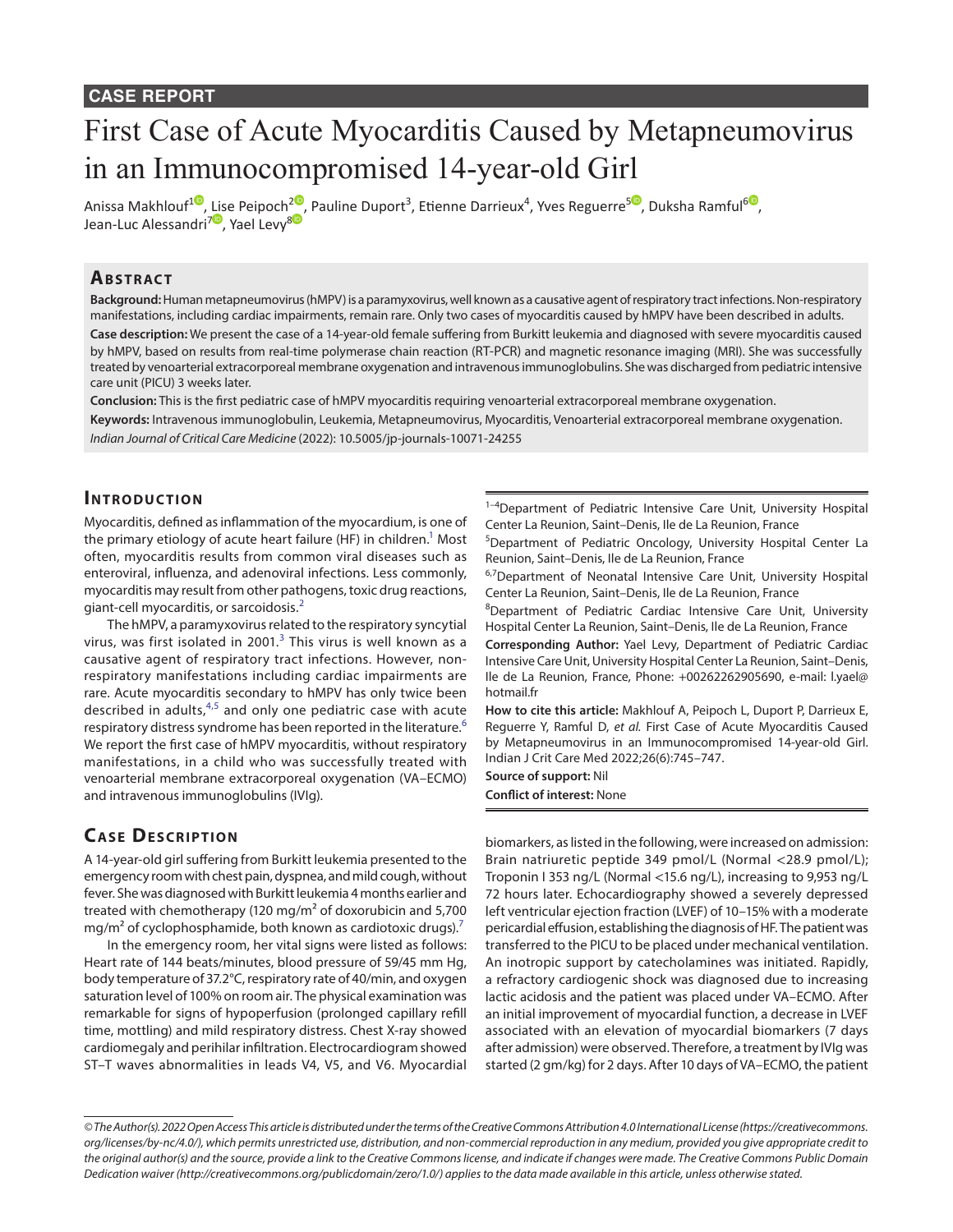CASE REPORT

# First Case of Acute Myocarditis Caused by Metapneumovirus in an Immunocompromised 14-year-old Girl

Anissa Makhlouf[1], Lise Peipoch[2], Pauline Duport[3], Etienne Darrieux[4], Yves Reguerre[5], Duksha Ramful[6], Jean-Luc Alessandri[7], Yael Levy[8]

## Abstract

**Background:** Human metapneumovirus (hMPV) is a paramyxovirus, well known as a causative agent of respiratory tract infections. Non-respiratory manifestations, including cardiac impairments, remain rare. Only two cases of myocarditis caused by hMPV have been described in adults.

**Case description:** We present the case of a 14-year-old female suffering from Burkitt leukemia and diagnosed with severe myocarditis caused by hMPV, based on results from real-time polymerase chain reaction (RT-PCR) and magnetic resonance imaging (MRI). She was successfully treated by venoarterial extracorporeal membrane oxygenation and intravenous immunoglobulins. She was discharged from pediatric intensive care unit (PICU) 3 weeks later.

**Conclusion:** This is the first pediatric case of hMPV myocarditis requiring venoarterial extracorporeal membrane oxygenation.

**Keywords:** Intravenous immunoglobulin, Leukemia, Metapneumovirus, Myocarditis, Venoarterial extracorporeal membrane oxygenation.

*Indian Journal of Critical Care Medicine* (2022): 10.5005/jp-journals-10071-24255

## Introduction

Myocarditis, defined as inflammation of the myocardium, is one of the primary etiology of acute heart failure (HF) in children.[1] Most often, myocarditis results from common viral diseases such as enteroviral, influenza, and adenoviral infections. Less commonly, myocarditis may result from other pathogens, toxic drug reactions, giant-cell myocarditis, or sarcoidosis.[2]

The hMPV, a paramyxovirus related to the respiratory syncytial virus, was first isolated in 2001.[3] This virus is well known as a causative agent of respiratory tract infections. However, non-respiratory manifestations including cardiac impairments are rare. Acute myocarditis secondary to hMPV has only twice been described in adults,[4,5] and only one pediatric case with acute respiratory distress syndrome has been reported in the literature.[6] We report the first case of hMPV myocarditis, without respiratory manifestations, in a child who was successfully treated with venoarterial membrane extracorporeal oxygenation (VA–ECMO) and intravenous immunoglobulins (IVIg).

## Case Description

A 14-year-old girl suffering from Burkitt leukemia presented to the emergency room with chest pain, dyspnea, and mild cough, without fever. She was diagnosed with Burkitt leukemia 4 months earlier and treated with chemotherapy (120 mg/m² of doxorubicin and 5,700 mg/m² of cyclophosphamide, both known as cardiotoxic drugs).[7]

In the emergency room, her vital signs were listed as follows: Heart rate of 144 beats/minutes, blood pressure of 59/45 mm Hg, body temperature of 37.2°C, respiratory rate of 40/min, and oxygen saturation level of 100% on room air. The physical examination was remarkable for signs of hypoperfusion (prolonged capillary refill time, mottling) and mild respiratory distress. Chest X-ray showed cardiomegaly and perihilar infiltration. Electrocardiogram showed ST–T waves abnormalities in leads V4, V5, and V6. Myocardial biomarkers, as listed in the following, were increased on admission: Brain natriuretic peptide 349 pmol/L (Normal <28.9 pmol/L); Troponin I 353 ng/L (Normal <15.6 ng/L), increasing to 9,953 ng/L 72 hours later. Echocardiography showed a severely depressed left ventricular ejection fraction (LVEF) of 10–15% with a moderate pericardial effusion, establishing the diagnosis of HF. The patient was transferred to the PICU to be placed under mechanical ventilation. An inotropic support by catecholamines was initiated. Rapidly, a refractory cardiogenic shock was diagnosed due to increasing lactic acidosis and the patient was placed under VA–ECMO. After an initial improvement of myocardial function, a decrease in LVEF associated with an elevation of myocardial biomarkers (7 days after admission) were observed. Therefore, a treatment by IVIg was started (2 gm/kg) for 2 days. After 10 days of VA–ECMO, the patient

[1–4]Department of Pediatric Intensive Care Unit, University Hospital Center La Reunion, Saint–Denis, Ile de La Reunion, France

[5]Department of Pediatric Oncology, University Hospital Center La Reunion, Saint–Denis, Ile de La Reunion, France

[6,7]Department of Neonatal Intensive Care Unit, University Hospital Center La Reunion, Saint–Denis, Ile de La Reunion, France

[8]Department of Pediatric Cardiac Intensive Care Unit, University Hospital Center La Reunion, Saint–Denis, Ile de La Reunion, France

**Corresponding Author:** Yael Levy, Department of Pediatric Cardiac Intensive Care Unit, University Hospital Center La Reunion, Saint–Denis, Ile de La Reunion, France, Phone: +00262262905690, e-mail: l.yael@hotmail.fr

**How to cite this article:** Makhlouf A, Peipoch L, Duport P, Darrieux E, Reguerre Y, Ramful D, *et al.* First Case of Acute Myocarditis Caused by Metapneumovirus in an Immunocompromised 14-year-old Girl. Indian J Crit Care Med 2022;26(6):745–747.

**Source of support:** Nil

**Conflict of interest:** None

*© The Author(s). 2022 Open Access This article is distributed under the terms of the Creative Commons Attribution 4.0 International License (https://creativecommons.org/licenses/by-nc/4.0/), which permits unrestricted use, distribution, and non-commercial reproduction in any medium, provided you give appropriate credit to the original author(s) and the source, provide a link to the Creative Commons license, and indicate if changes were made. The Creative Commons Public Domain Dedication waiver (http://creativecommons.org/publicdomain/zero/1.0/) applies to the data made available in this article, unless otherwise stated.*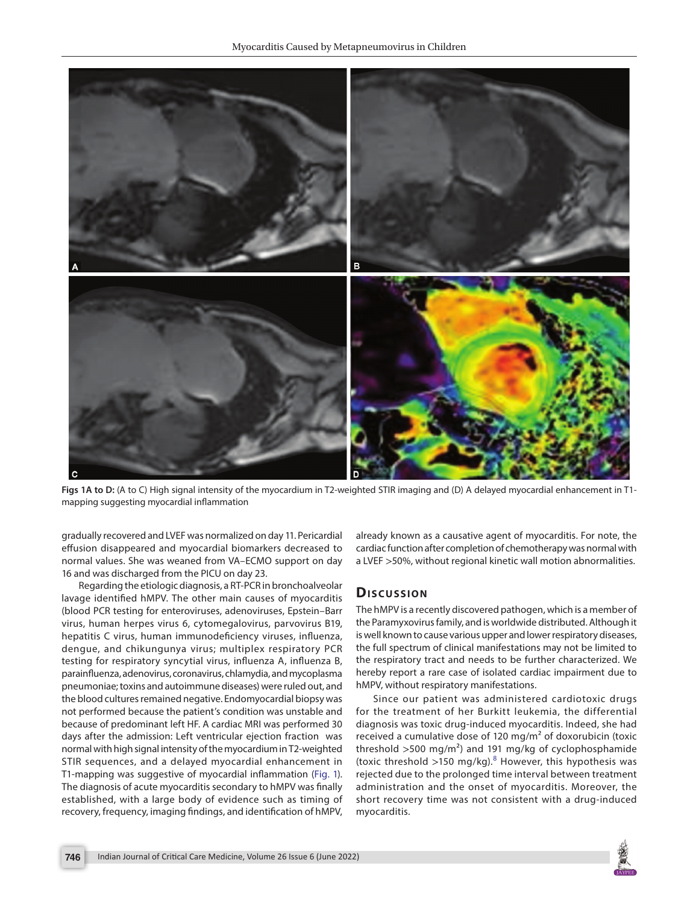**Figs 1A to D:** (A to C) High signal intensity of the myocardium in T2-weighted STIR imaging and (D) A delayed myocardial enhancement in T1-mapping suggesting myocardial inflammation

gradually recovered and LVEF was normalized on day 11. Pericardial effusion disappeared and myocardial biomarkers decreased to normal values. She was weaned from VA–ECMO support on day 16 and was discharged from the PICU on day 23.

Regarding the etiologic diagnosis, a RT-PCR in bronchoalveolar lavage identified hMPV. The other main causes of myocarditis (blood PCR testing for enteroviruses, adenoviruses, Epstein–Barr virus, human herpes virus 6, cytomegalovirus, parvovirus B19, hepatitis C virus, human immunodeficiency viruses, influenza, dengue, and chikungunya virus; multiplex respiratory PCR testing for respiratory syncytial virus, influenza A, influenza B, parainfluenza, adenovirus, coronavirus, chlamydia, and mycoplasma pneumoniae; toxins and autoimmune diseases) were ruled out, and the blood cultures remained negative. Endomyocardial biopsy was not performed because the patient's condition was unstable and because of predominant left HF. A cardiac MRI was performed 30 days after the admission: Left ventricular ejection fraction was normal with high signal intensity of the myocardium in T2-weighted STIR sequences, and a delayed myocardial enhancement in T1-mapping was suggestive of myocardial inflammation (Fig. 1). The diagnosis of acute myocarditis secondary to hMPV was finally established, with a large body of evidence such as timing of recovery, frequency, imaging findings, and identification of hMPV, already known as a causative agent of myocarditis. For note, the cardiac function after completion of chemotherapy was normal with a LVEF >50%, without regional kinetic wall motion abnormalities.

## Discussion

The hMPV is a recently discovered pathogen, which is a member of the Paramyxovirus family, and is worldwide distributed. Although it is well known to cause various upper and lower respiratory diseases, the full spectrum of clinical manifestations may not be limited to the respiratory tract and needs to be further characterized. We hereby report a rare case of isolated cardiac impairment due to hMPV, without respiratory manifestations.

Since our patient was administered cardiotoxic drugs for the treatment of her Burkitt leukemia, the differential diagnosis was toxic drug-induced myocarditis. Indeed, she had received a cumulative dose of 120 mg/m$^2$ of doxorubicin (toxic threshold >500 mg/m$^2$) and 191 mg/kg of cyclophosphamide (toxic threshold >150 mg/kg).[8] However, this hypothesis was rejected due to the prolonged time interval between treatment administration and the onset of myocarditis. Moreover, the short recovery time was not consistent with a drug-induced myocarditis.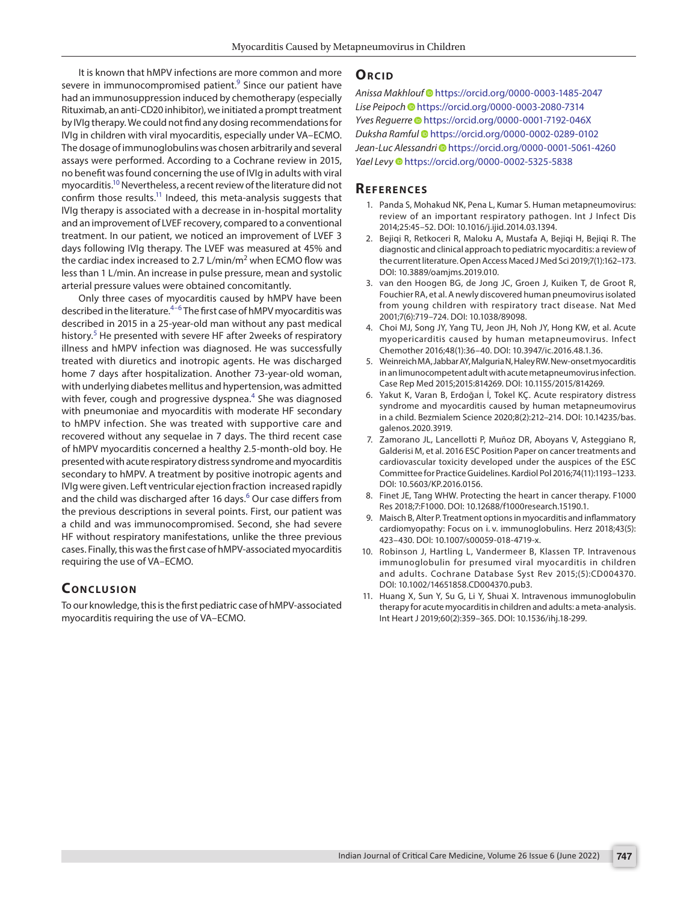It is known that hMPV infections are more common and more severe in immunocompromised patient.[9] Since our patient have had an immunosuppression induced by chemotherapy (especially Rituximab, an anti-CD20 inhibitor), we initiated a prompt treatment by IVIg therapy. We could not find any dosing recommendations for IVIg in children with viral myocarditis, especially under VA–ECMO. The dosage of immunoglobulins was chosen arbitrarily and several assays were performed. According to a Cochrane review in 2015, no benefit was found concerning the use of IVIg in adults with viral myocarditis.[10] Nevertheless, a recent review of the literature did not confirm those results.[11] Indeed, this meta-analysis suggests that IVIg therapy is associated with a decrease in in-hospital mortality and an improvement of LVEF recovery, compared to a conventional treatment. In our patient, we noticed an improvement of LVEF 3 days following IVIg therapy. The LVEF was measured at 45% and the cardiac index increased to 2.7 L/min/m$^2$ when ECMO flow was less than 1 L/min. An increase in pulse pressure, mean and systolic arterial pressure values were obtained concomitantly.

Only three cases of myocarditis caused by hMPV have been described in the literature.[4–6] The first case of hMPV myocarditis was described in 2015 in a 25-year-old man without any past medical history.[5] He presented with severe HF after 2weeks of respiratory illness and hMPV infection was diagnosed. He was successfully treated with diuretics and inotropic agents. He was discharged home 7 days after hospitalization. Another 73-year-old woman, with underlying diabetes mellitus and hypertension, was admitted with fever, cough and progressive dyspnea.[4] She was diagnosed with pneumoniae and myocarditis with moderate HF secondary to hMPV infection. She was treated with supportive care and recovered without any sequelae in 7 days. The third recent case of hMPV myocarditis concerned a healthy 2.5-month-old boy. He presented with acute respiratory distress syndrome and myocarditis secondary to hMPV. A treatment by positive inotropic agents and IVIg were given. Left ventricular ejection fraction increased rapidly and the child was discharged after 16 days.[6] Our case differs from the previous descriptions in several points. First, our patient was a child and was immunocompromised. Second, she had severe HF without respiratory manifestations, unlike the three previous cases. Finally, this was the first case of hMPV-associated myocarditis requiring the use of VA–ECMO.

## Conclusion

To our knowledge, this is the first pediatric case of hMPV-associated myocarditis requiring the use of VA–ECMO.

## Orcid

*Anissa Makhlouf* https://orcid.org/0000-0003-1485-2047
*Lise Peipoch* https://orcid.org/0000-0003-2080-7314
*Yves Reguerre* https://orcid.org/0000-0001-7192-046X
*Duksha Ramful* https://orcid.org/0000-0002-0289-0102
*Jean-Luc Alessandri* https://orcid.org/0000-0001-5061-4260
*Yael Levy* https://orcid.org/0000-0002-5325-5838

## References

1. Panda S, Mohakud NK, Pena L, Kumar S. Human metapneumovirus: review of an important respiratory pathogen. Int J Infect Dis 2014;25:45–52. DOI: 10.1016/j.ijid.2014.03.1394.
2. Bejiqi R, Retkoceri R, Maloku A, Mustafa A, Bejiqi H, Bejiqi R. The diagnostic and clinical approach to pediatric myocarditis: a review of the current literature. Open Access Maced J Med Sci 2019;7(1):162–173. DOI: 10.3889/oamjms.2019.010.
3. van den Hoogen BG, de Jong JC, Groen J, Kuiken T, de Groot R, Fouchier RA, et al. A newly discovered human pneumovirus isolated from young children with respiratory tract disease. Nat Med 2001;7(6):719–724. DOI: 10.1038/89098.
4. Choi MJ, Song JY, Yang TU, Jeon JH, Noh JY, Hong KW, et al. Acute myopericarditis caused by human metapneumovirus. Infect Chemother 2016;48(1):36–40. DOI: 10.3947/ic.2016.48.1.36.
5. Weinreich MA, Jabbar AY, Malguria N, Haley RW. New-onset myocarditis in an limunocompetent adult with acute metapneumovirus infection. Case Rep Med 2015;2015:814269. DOI: 10.1155/2015/814269.
6. Yakut K, Varan B, Erdoğan İ, Tokel KÇ. Acute respiratory distress syndrome and myocarditis caused by human metapneumovirus in a child. Bezmialem Science 2020;8(2):212–214. DOI: 10.14235/bas.galenos.2020.3919.
7. Zamorano JL, Lancellotti P, Muñoz DR, Aboyans V, Asteggiano R, Galderisi M, et al. 2016 ESC Position Paper on cancer treatments and cardiovascular toxicity developed under the auspices of the ESC Committee for Practice Guidelines. Kardiol Pol 2016;74(11):1193–1233. DOI: 10.5603/KP.2016.0156.
8. Finet JE, Tang WHW. Protecting the heart in cancer therapy. F1000 Res 2018;7:F1000. DOI: 10.12688/f1000research.15190.1.
9. Maisch B, Alter P. Treatment options in myocarditis and inflammatory cardiomyopathy: Focus on i. v. immunoglobulins. Herz 2018;43(5):423–430. DOI: 10.1007/s00059-018-4719-x.
10. Robinson J, Hartling L, Vandermeer B, Klassen TP. Intravenous immunoglobulin for presumed viral myocarditis in children and adults. Cochrane Database Syst Rev 2015;(5):CD004370. DOI: 10.1002/14651858.CD004370.pub3.
11. Huang X, Sun Y, Su G, Li Y, Shuai X. Intravenous immunoglobulin therapy for acute myocarditis in children and adults: a meta-analysis. Int Heart J 2019;60(2):359–365. DOI: 10.1536/ihj.18-299.